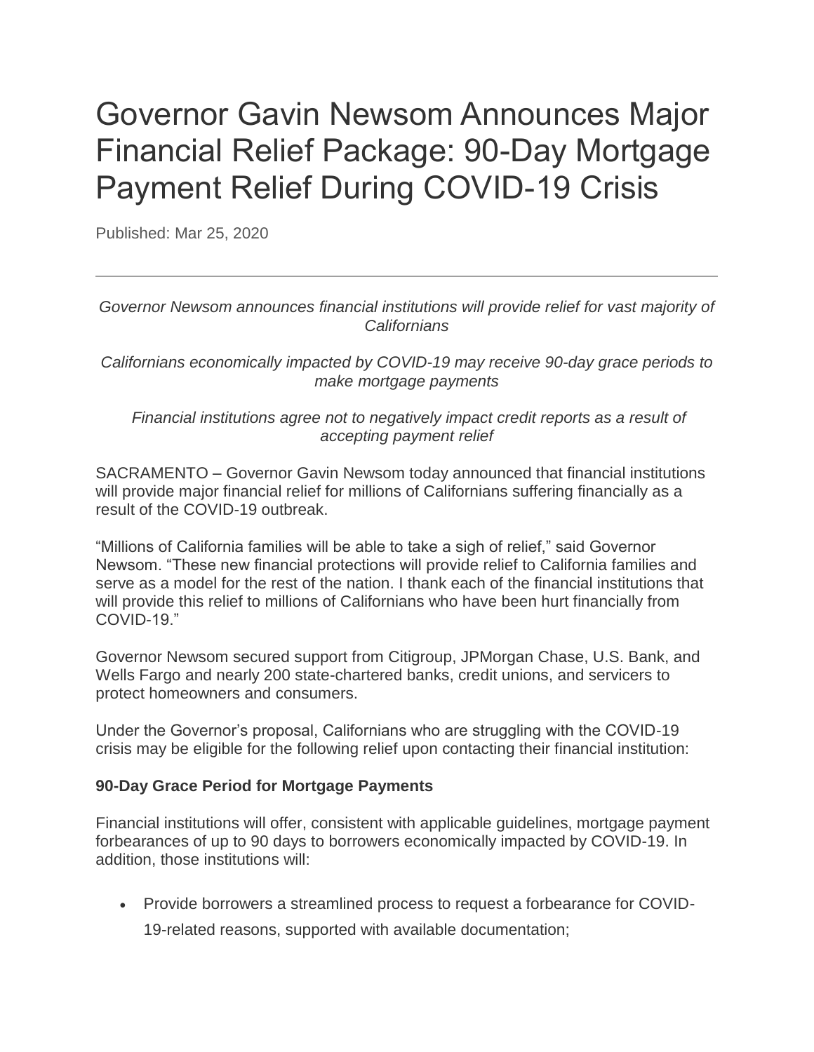# Governor Gavin Newsom Announces Major Financial Relief Package: 90-Day Mortgage Payment Relief During COVID-19 Crisis

Published: Mar 25, 2020

---

*Governor Newsom announces financial institutions will provide relief for vast majority of Californians*

*Californians economically impacted by COVID-19 may receive 90-day grace periods to make mortgage payments*

*Financial institutions agree not to negatively impact credit reports as a result of accepting payment relief*

SACRAMENTO – Governor Gavin Newsom today announced that financial institutions will provide major financial relief for millions of Californians suffering financially as a result of the COVID-19 outbreak.

"Millions of California families will be able to take a sigh of relief," said Governor Newsom. "These new financial protections will provide relief to California families and serve as a model for the rest of the nation. I thank each of the financial institutions that will provide this relief to millions of Californians who have been hurt financially from COVID-19."

Governor Newsom secured support from Citigroup, JPMorgan Chase, U.S. Bank, and Wells Fargo and nearly 200 state-chartered banks, credit unions, and servicers to protect homeowners and consumers.

Under the Governor's proposal, Californians who are struggling with the COVID-19 crisis may be eligible for the following relief upon contacting their financial institution:

**90-Day Grace Period for Mortgage Payments**

Financial institutions will offer, consistent with applicable guidelines, mortgage payment forbearances of up to 90 days to borrowers economically impacted by COVID-19. In addition, those institutions will:

- Provide borrowers a streamlined process to request a forbearance for COVID-19-related reasons, supported with available documentation;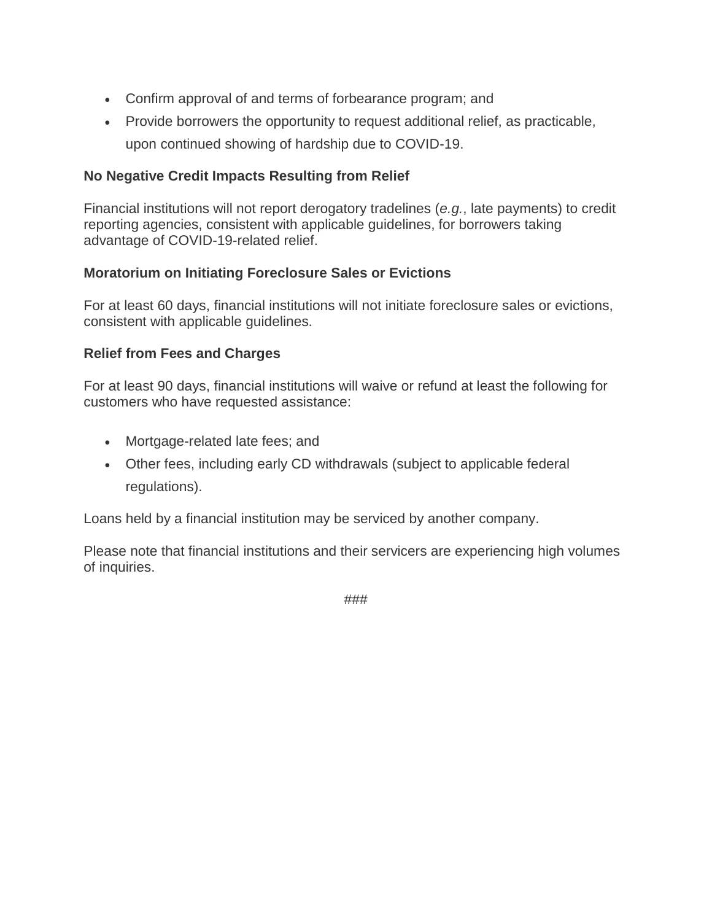- Confirm approval of and terms of forbearance program; and
- Provide borrowers the opportunity to request additional relief, as practicable, upon continued showing of hardship due to COVID-19.

**No Negative Credit Impacts Resulting from Relief**

Financial institutions will not report derogatory tradelines (*e.g.*, late payments) to credit reporting agencies, consistent with applicable guidelines, for borrowers taking advantage of COVID-19-related relief.

**Moratorium on Initiating Foreclosure Sales or Evictions**

For at least 60 days, financial institutions will not initiate foreclosure sales or evictions, consistent with applicable guidelines.

**Relief from Fees and Charges**

For at least 90 days, financial institutions will waive or refund at least the following for customers who have requested assistance:

- Mortgage-related late fees; and
- Other fees, including early CD withdrawals (subject to applicable federal regulations).

Loans held by a financial institution may be serviced by another company.

Please note that financial institutions and their servicers are experiencing high volumes of inquiries.

###